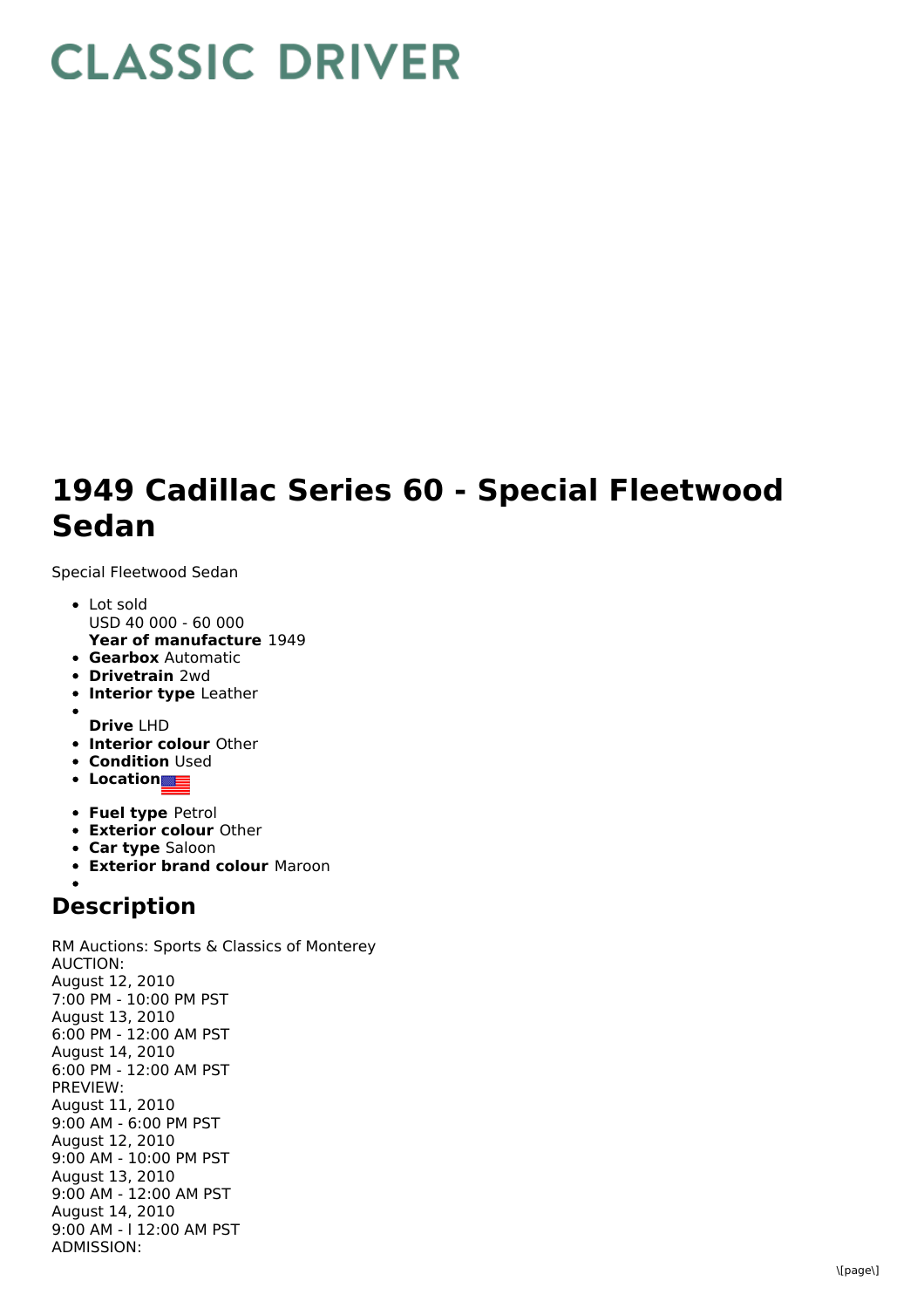# CLASSIC DRIVER

# 1949 Cadillac Series 60 - Special Fleetwood Sedan

Special Fleetwood Sedan

- Lot sold
  USD 40 000 - 60 000
  **Year of manufacture** 1949
- **Gearbox** Automatic
- **Drivetrain** 2wd
- **Interior type** Leather
- **Drive** LHD
- **Interior colour** Other
- **Condition** Used
- **Location**
- **Fuel type** Petrol
- **Exterior colour** Other
- **Car type** Saloon
- **Exterior brand colour** Maroon

## Description

RM Auctions: Sports & Classics of Monterey
AUCTION:
August 12, 2010
7:00 PM - 10:00 PM PST
August 13, 2010
6:00 PM - 12:00 AM PST
August 14, 2010
6:00 PM - 12:00 AM PST
PREVIEW:
August 11, 2010
9:00 AM - 6:00 PM PST
August 12, 2010
9:00 AM - 10:00 PM PST
August 13, 2010
9:00 AM - 12:00 AM PST
August 14, 2010
9:00 AM - l 12:00 AM PST
ADMISSION: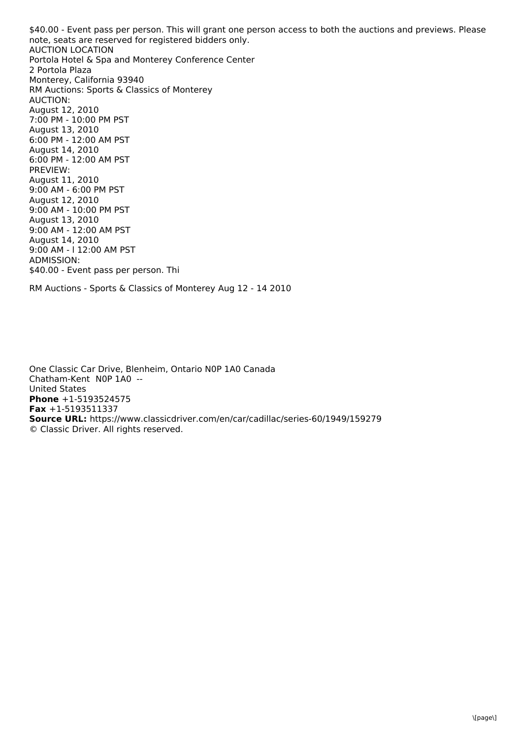$40.00 - Event pass per person. This will grant one person access to both the auctions and previews. Please note, seats are reserved for registered bidders only.
AUCTION LOCATION
Portola Hotel & Spa and Monterey Conference Center
2 Portola Plaza
Monterey, California 93940
RM Auctions: Sports & Classics of Monterey
AUCTION:
August 12, 2010
7:00 PM - 10:00 PM PST
August 13, 2010
6:00 PM - 12:00 AM PST
August 14, 2010
6:00 PM - 12:00 AM PST
PREVIEW:
August 11, 2010
9:00 AM - 6:00 PM PST
August 12, 2010
9:00 AM - 10:00 PM PST
August 13, 2010
9:00 AM - 12:00 AM PST
August 14, 2010
9:00 AM - l 12:00 AM PST
ADMISSION:
$40.00 - Event pass per person. Thi

RM Auctions - Sports & Classics of Monterey Aug 12 - 14 2010

One Classic Car Drive, Blenheim, Ontario N0P 1A0 Canada
Chatham-Kent N0P 1A0 --
United States
**Phone** +1-5193524575
**Fax** +1-5193511337
**Source URL:** https://www.classicdriver.com/en/car/cadillac/series-60/1949/159279
© Classic Driver. All rights reserved.